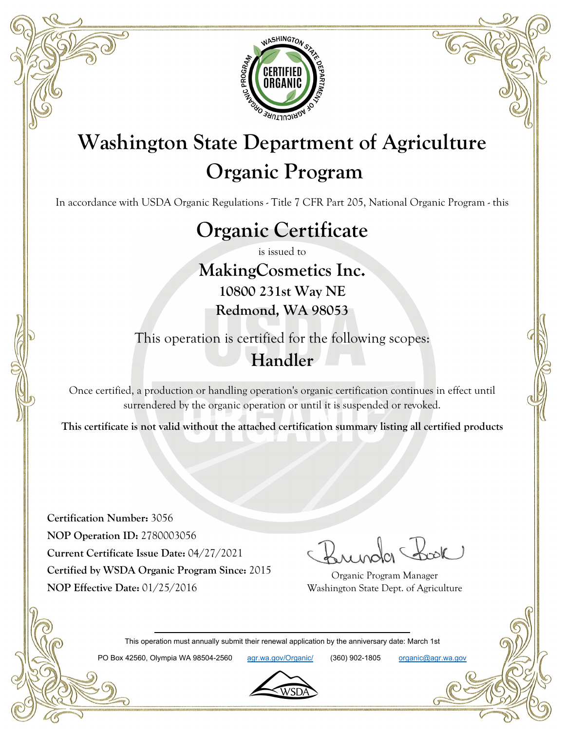# Washington State Department of Agriculture Organic Program

In accordance with USDA Organic Regulations - Title 7 CFR Part 205, National Organic Program - this

## Organic Certificate

is issued to

**MakingCosmetics Inc.**
**10800 231st Way NE**
**Redmond, WA 98053**

This operation is certified for the following scopes:

**Handler**

Once certified, a production or handling operation's organic certification continues in effect until surrendered by the organic operation or until it is suspended or revoked.

**This certificate is not valid without the attached certification summary listing all certified products**

**Certification Number:** 3056
**NOP Operation ID:** 2780003056
**Current Certificate Issue Date:** 04/27/2021
**Certified by WSDA Organic Program Since:** 2015
**NOP Effective Date:** 01/25/2016

Brenda Book
Organic Program Manager
Washington State Dept. of Agriculture

This operation must annually submit their renewal application by the anniversary date: March 1st

PO Box 42560, Olympia WA 98504-2560 agr.wa.gov/Organic/ (360) 902-1805 organic@agr.wa.gov

WSDA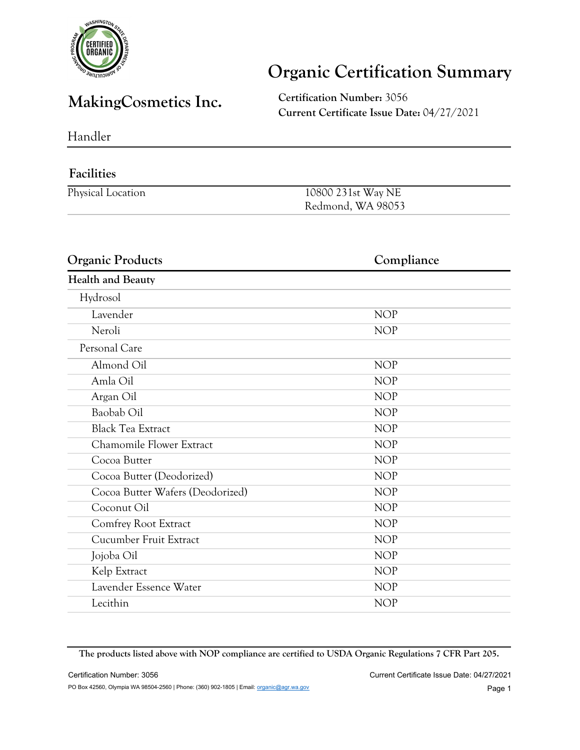# Organic Certification Summary

## MakingCosmetics Inc.

**Certification Number:** 3056
**Current Certificate Issue Date:** 04/27/2021

Handler

### Facilities

| | |
|---|---|
| Physical Location | 10800 231st Way NE<br>Redmond, WA 98053 |

| Organic Products | Compliance |
|---|---|
| **Health and Beauty** | |
| Hydrosol | |
| Lavender | NOP |
| Neroli | NOP |
| Personal Care | |
| Almond Oil | NOP |
| Amla Oil | NOP |
| Argan Oil | NOP |
| Baobab Oil | NOP |
| Black Tea Extract | NOP |
| Chamomile Flower Extract | NOP |
| Cocoa Butter | NOP |
| Cocoa Butter (Deodorized) | NOP |
| Cocoa Butter Wafers (Deodorized) | NOP |
| Coconut Oil | NOP |
| Comfrey Root Extract | NOP |
| Cucumber Fruit Extract | NOP |
| Jojoba Oil | NOP |
| Kelp Extract | NOP |
| Lavender Essence Water | NOP |
| Lecithin | NOP |

**The products listed above with NOP compliance are certified to USDA Organic Regulations 7 CFR Part 205.**

PO Box 42560, Olympia WA 98504-2560 | Phone: (360) 902-1805 | Email: organic@agr.wa.gov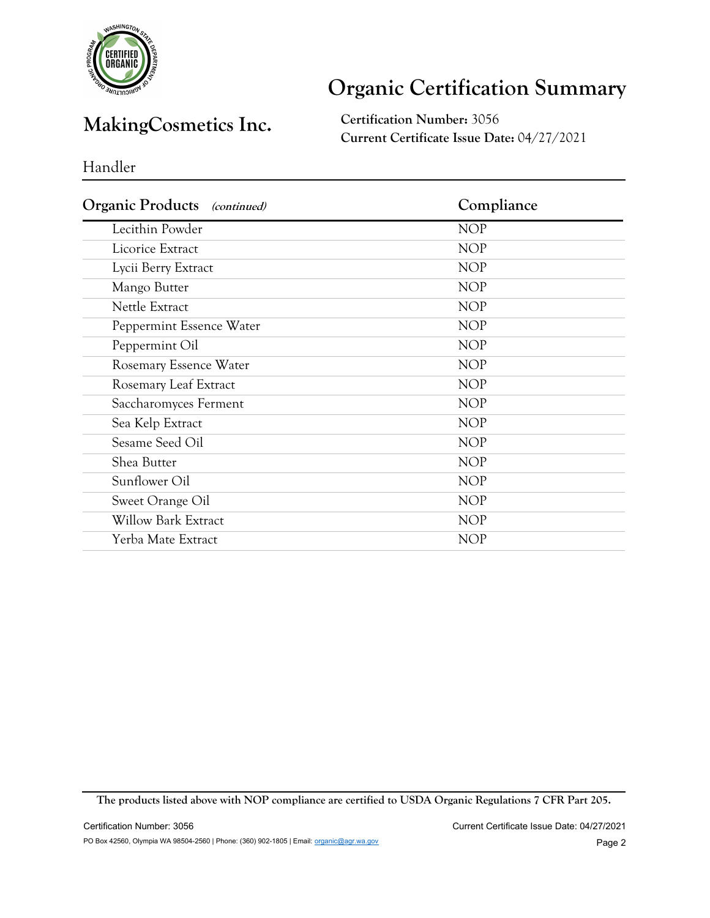# Organic Certification Summary

## MakingCosmetics Inc.

**Certification Number:** 3056
**Current Certificate Issue Date:** 04/27/2021

Handler

| Organic Products *(continued)* | Compliance |
|---|---|
| Lecithin Powder | NOP |
| Licorice Extract | NOP |
| Lycii Berry Extract | NOP |
| Mango Butter | NOP |
| Nettle Extract | NOP |
| Peppermint Essence Water | NOP |
| Peppermint Oil | NOP |
| Rosemary Essence Water | NOP |
| Rosemary Leaf Extract | NOP |
| Saccharomyces Ferment | NOP |
| Sea Kelp Extract | NOP |
| Sesame Seed Oil | NOP |
| Shea Butter | NOP |
| Sunflower Oil | NOP |
| Sweet Orange Oil | NOP |
| Willow Bark Extract | NOP |
| Yerba Mate Extract | NOP |

**The products listed above with NOP compliance are certified to USDA Organic Regulations 7 CFR Part 205.**

PO Box 42560, Olympia WA 98504-2560 | Phone: (360) 902-1805 | Email: organic@agr.wa.gov